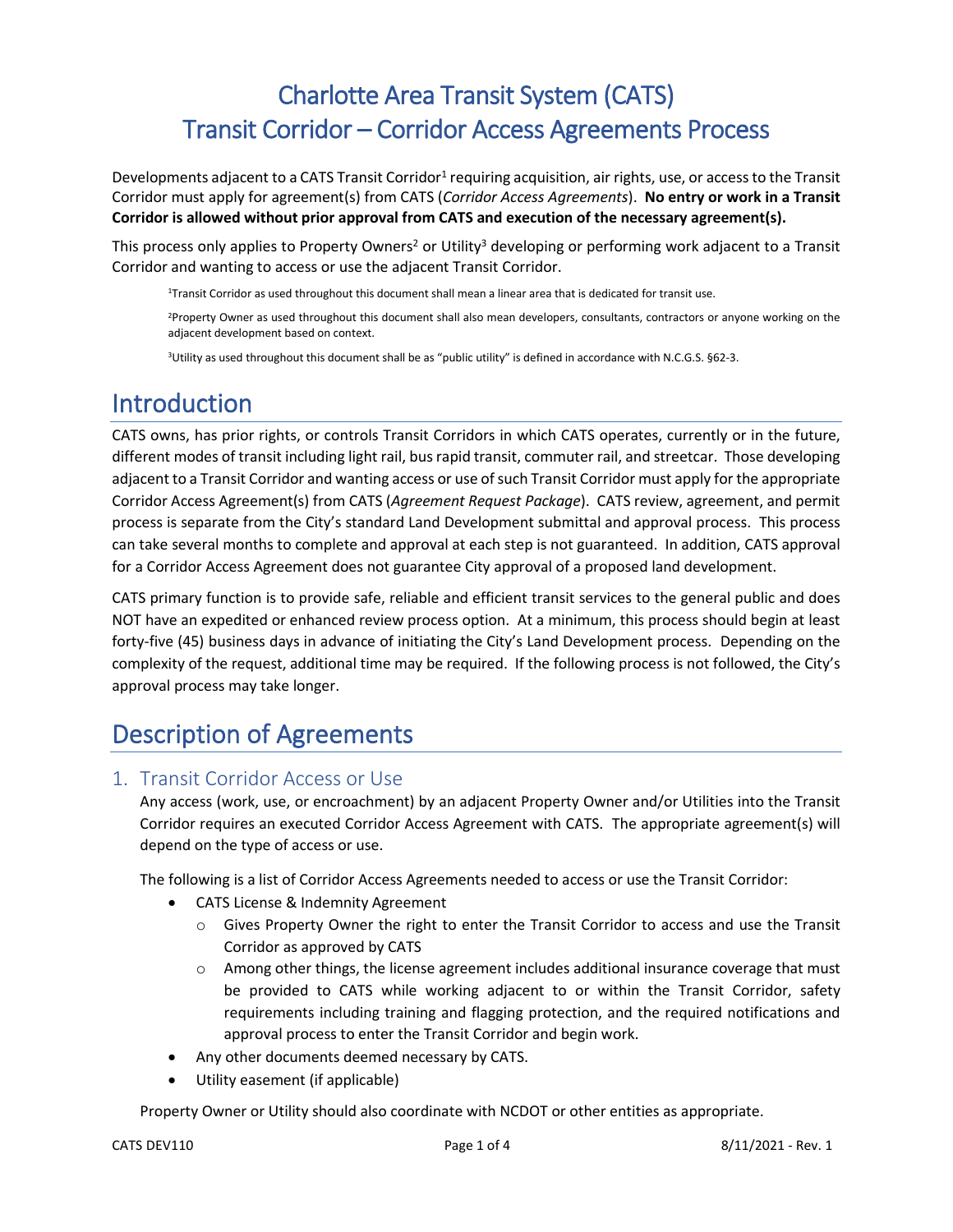# Charlotte Area Transit System (CATS)
# Transit Corridor – Corridor Access Agreements Process

Developments adjacent to a CATS Transit Corridor[1] requiring acquisition, air rights, use, or access to the Transit Corridor must apply for agreement(s) from CATS (*Corridor Access Agreements*). **No entry or work in a Transit Corridor is allowed without prior approval from CATS and execution of the necessary agreement(s).**

This process only applies to Property Owners[2] or Utility[3] developing or performing work adjacent to a Transit Corridor and wanting to access or use the adjacent Transit Corridor.

[1]Transit Corridor as used throughout this document shall mean a linear area that is dedicated for transit use.

[2]Property Owner as used throughout this document shall also mean developers, consultants, contractors or anyone working on the adjacent development based on context.

[3]Utility as used throughout this document shall be as "public utility" is defined in accordance with N.C.G.S. §62-3.

## Introduction

CATS owns, has prior rights, or controls Transit Corridors in which CATS operates, currently or in the future, different modes of transit including light rail, bus rapid transit, commuter rail, and streetcar. Those developing adjacent to a Transit Corridor and wanting access or use of such Transit Corridor must apply for the appropriate Corridor Access Agreement(s) from CATS (*Agreement Request Package*). CATS review, agreement, and permit process is separate from the City's standard Land Development submittal and approval process. This process can take several months to complete and approval at each step is not guaranteed. In addition, CATS approval for a Corridor Access Agreement does not guarantee City approval of a proposed land development.

CATS primary function is to provide safe, reliable and efficient transit services to the general public and does NOT have an expedited or enhanced review process option. At a minimum, this process should begin at least forty-five (45) business days in advance of initiating the City's Land Development process. Depending on the complexity of the request, additional time may be required. If the following process is not followed, the City's approval process may take longer.

## Description of Agreements

### 1. Transit Corridor Access or Use

Any access (work, use, or encroachment) by an adjacent Property Owner and/or Utilities into the Transit Corridor requires an executed Corridor Access Agreement with CATS. The appropriate agreement(s) will depend on the type of access or use.

The following is a list of Corridor Access Agreements needed to access or use the Transit Corridor:

- CATS License & Indemnity Agreement
  - Gives Property Owner the right to enter the Transit Corridor to access and use the Transit Corridor as approved by CATS
  - Among other things, the license agreement includes additional insurance coverage that must be provided to CATS while working adjacent to or within the Transit Corridor, safety requirements including training and flagging protection, and the required notifications and approval process to enter the Transit Corridor and begin work.
- Any other documents deemed necessary by CATS.
- Utility easement (if applicable)

Property Owner or Utility should also coordinate with NCDOT or other entities as appropriate.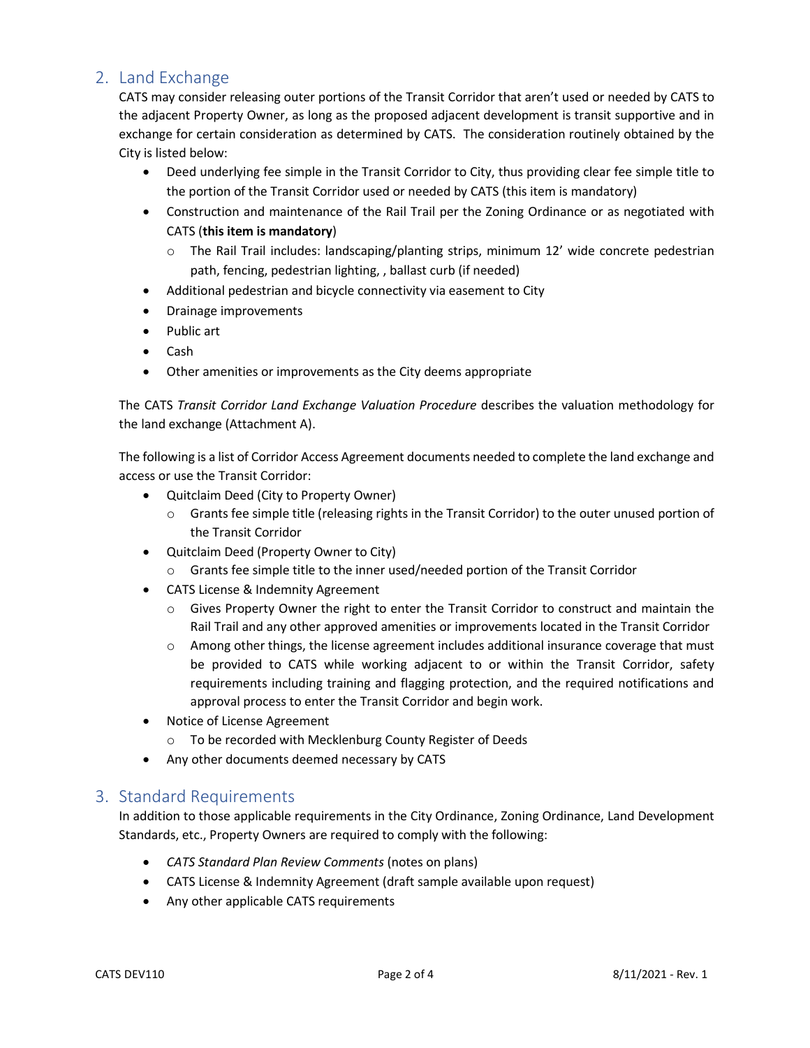## 2. Land Exchange

CATS may consider releasing outer portions of the Transit Corridor that aren't used or needed by CATS to the adjacent Property Owner, as long as the proposed adjacent development is transit supportive and in exchange for certain consideration as determined by CATS. The consideration routinely obtained by the City is listed below:

- Deed underlying fee simple in the Transit Corridor to City, thus providing clear fee simple title to the portion of the Transit Corridor used or needed by CATS (this item is mandatory)
- Construction and maintenance of the Rail Trail per the Zoning Ordinance or as negotiated with CATS (**this item is mandatory**)
  - The Rail Trail includes: landscaping/planting strips, minimum 12' wide concrete pedestrian path, fencing, pedestrian lighting, , ballast curb (if needed)
- Additional pedestrian and bicycle connectivity via easement to City
- Drainage improvements
- Public art
- Cash
- Other amenities or improvements as the City deems appropriate

The CATS *Transit Corridor Land Exchange Valuation Procedure* describes the valuation methodology for the land exchange (Attachment A).

The following is a list of Corridor Access Agreement documents needed to complete the land exchange and access or use the Transit Corridor:

- Quitclaim Deed (City to Property Owner)
  - Grants fee simple title (releasing rights in the Transit Corridor) to the outer unused portion of the Transit Corridor
- Quitclaim Deed (Property Owner to City)
  - Grants fee simple title to the inner used/needed portion of the Transit Corridor
- CATS License & Indemnity Agreement
  - Gives Property Owner the right to enter the Transit Corridor to construct and maintain the Rail Trail and any other approved amenities or improvements located in the Transit Corridor
  - Among other things, the license agreement includes additional insurance coverage that must be provided to CATS while working adjacent to or within the Transit Corridor, safety requirements including training and flagging protection, and the required notifications and approval process to enter the Transit Corridor and begin work.
- Notice of License Agreement
  - To be recorded with Mecklenburg County Register of Deeds
- Any other documents deemed necessary by CATS

## 3. Standard Requirements

In addition to those applicable requirements in the City Ordinance, Zoning Ordinance, Land Development Standards, etc., Property Owners are required to comply with the following:

- *CATS Standard Plan Review Comments* (notes on plans)
- CATS License & Indemnity Agreement (draft sample available upon request)
- Any other applicable CATS requirements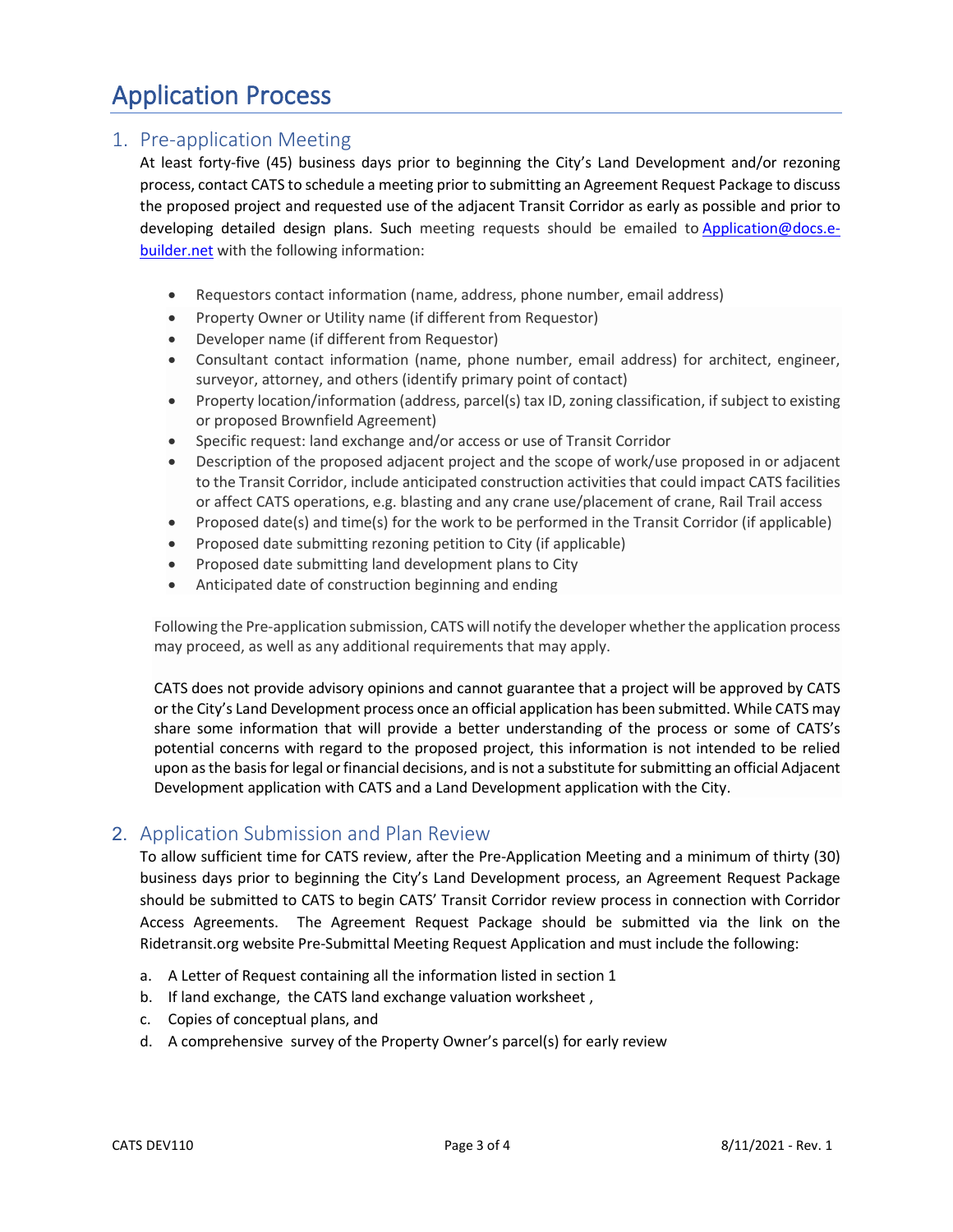# Application Process

## 1. Pre-application Meeting

At least forty-five (45) business days prior to beginning the City's Land Development and/or rezoning process, contact CATS to schedule a meeting prior to submitting an Agreement Request Package to discuss the proposed project and requested use of the adjacent Transit Corridor as early as possible and prior to developing detailed design plans. Such meeting requests should be emailed to Application@docs.e-builder.net with the following information:

- Requestors contact information (name, address, phone number, email address)
- Property Owner or Utility name (if different from Requestor)
- Developer name (if different from Requestor)
- Consultant contact information (name, phone number, email address) for architect, engineer, surveyor, attorney, and others (identify primary point of contact)
- Property location/information (address, parcel(s) tax ID, zoning classification, if subject to existing or proposed Brownfield Agreement)
- Specific request: land exchange and/or access or use of Transit Corridor
- Description of the proposed adjacent project and the scope of work/use proposed in or adjacent to the Transit Corridor, include anticipated construction activities that could impact CATS facilities or affect CATS operations, e.g. blasting and any crane use/placement of crane, Rail Trail access
- Proposed date(s) and time(s) for the work to be performed in the Transit Corridor (if applicable)
- Proposed date submitting rezoning petition to City (if applicable)
- Proposed date submitting land development plans to City
- Anticipated date of construction beginning and ending

Following the Pre-application submission, CATS will notify the developer whether the application process may proceed, as well as any additional requirements that may apply.

CATS does not provide advisory opinions and cannot guarantee that a project will be approved by CATS or the City's Land Development process once an official application has been submitted. While CATS may share some information that will provide a better understanding of the process or some of CATS's potential concerns with regard to the proposed project, this information is not intended to be relied upon as the basis for legal or financial decisions, and is not a substitute for submitting an official Adjacent Development application with CATS and a Land Development application with the City.

## 2. Application Submission and Plan Review

To allow sufficient time for CATS review, after the Pre-Application Meeting and a minimum of thirty (30) business days prior to beginning the City's Land Development process, an Agreement Request Package should be submitted to CATS to begin CATS' Transit Corridor review process in connection with Corridor Access Agreements. The Agreement Request Package should be submitted via the link on the Ridetransit.org website Pre-Submittal Meeting Request Application and must include the following:

a. A Letter of Request containing all the information listed in section 1
b. If land exchange, the CATS land exchange valuation worksheet ,
c. Copies of conceptual plans, and
d. A comprehensive survey of the Property Owner's parcel(s) for early review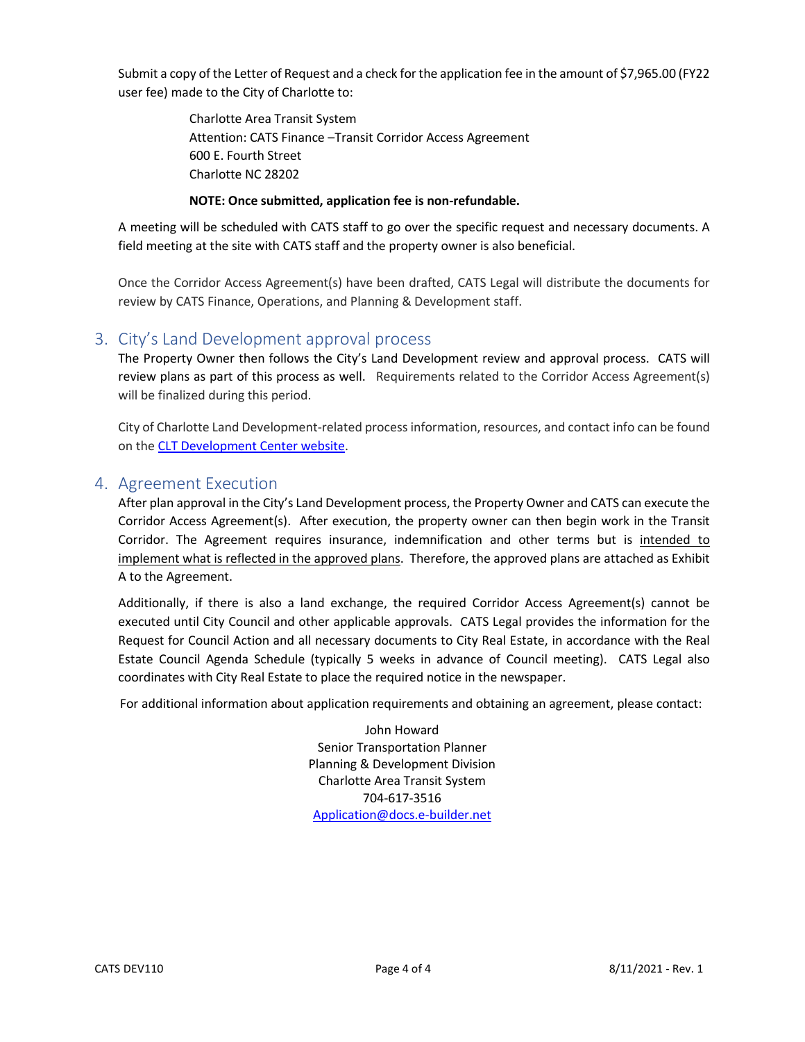Submit a copy of the Letter of Request and a check for the application fee in the amount of $7,965.00 (FY22 user fee) made to the City of Charlotte to:

Charlotte Area Transit System  
Attention: CATS Finance –Transit Corridor Access Agreement  
600 E. Fourth Street  
Charlotte NC 28202

**NOTE: Once submitted, application fee is non-refundable.**

A meeting will be scheduled with CATS staff to go over the specific request and necessary documents. A field meeting at the site with CATS staff and the property owner is also beneficial.

Once the Corridor Access Agreement(s) have been drafted, CATS Legal will distribute the documents for review by CATS Finance, Operations, and Planning & Development staff.

## 3. City's Land Development approval process

The Property Owner then follows the City's Land Development review and approval process. CATS will review plans as part of this process as well. Requirements related to the Corridor Access Agreement(s) will be finalized during this period.

City of Charlotte Land Development-related process information, resources, and contact info can be found on the [CLT Development Center website](CLT Development Center website).

## 4. Agreement Execution

After plan approval in the City's Land Development process, the Property Owner and CATS can execute the Corridor Access Agreement(s). After execution, the property owner can then begin work in the Transit Corridor. The Agreement requires insurance, indemnification and other terms but is intended to implement what is reflected in the approved plans. Therefore, the approved plans are attached as Exhibit A to the Agreement.

Additionally, if there is also a land exchange, the required Corridor Access Agreement(s) cannot be executed until City Council and other applicable approvals. CATS Legal provides the information for the Request for Council Action and all necessary documents to City Real Estate, in accordance with the Real Estate Council Agenda Schedule (typically 5 weeks in advance of Council meeting). CATS Legal also coordinates with City Real Estate to place the required notice in the newspaper.

For additional information about application requirements and obtaining an agreement, please contact:

John Howard  
Senior Transportation Planner  
Planning & Development Division  
Charlotte Area Transit System  
704-617-3516  
Application@docs.e-builder.net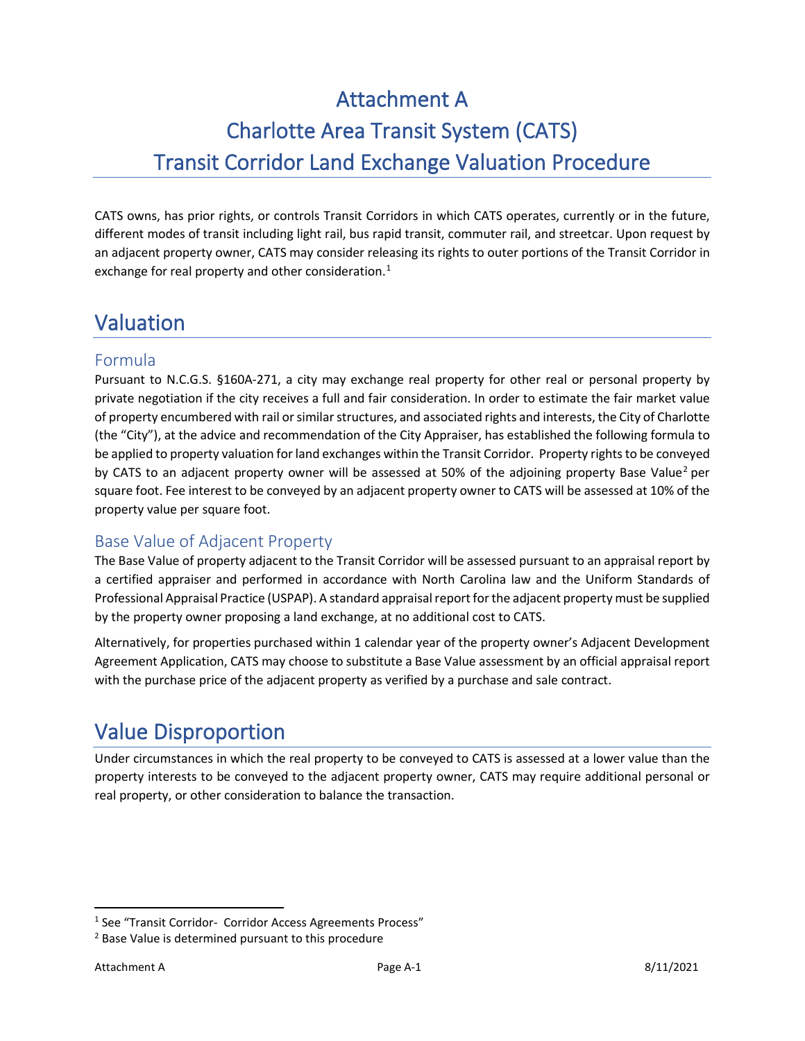# Attachment A

# Charlotte Area Transit System (CATS)

# Transit Corridor Land Exchange Valuation Procedure

CATS owns, has prior rights, or controls Transit Corridors in which CATS operates, currently or in the future, different modes of transit including light rail, bus rapid transit, commuter rail, and streetcar. Upon request by an adjacent property owner, CATS may consider releasing its rights to outer portions of the Transit Corridor in exchange for real property and other consideration.[1]

## Valuation

### Formula

Pursuant to N.C.G.S. §160A-271, a city may exchange real property for other real or personal property by private negotiation if the city receives a full and fair consideration. In order to estimate the fair market value of property encumbered with rail or similar structures, and associated rights and interests, the City of Charlotte (the "City"), at the advice and recommendation of the City Appraiser, has established the following formula to be applied to property valuation for land exchanges within the Transit Corridor. Property rights to be conveyed by CATS to an adjacent property owner will be assessed at 50% of the adjoining property Base Value[2] per square foot. Fee interest to be conveyed by an adjacent property owner to CATS will be assessed at 10% of the property value per square foot.

### Base Value of Adjacent Property

The Base Value of property adjacent to the Transit Corridor will be assessed pursuant to an appraisal report by a certified appraiser and performed in accordance with North Carolina law and the Uniform Standards of Professional Appraisal Practice (USPAP). A standard appraisal report for the adjacent property must be supplied by the property owner proposing a land exchange, at no additional cost to CATS.

Alternatively, for properties purchased within 1 calendar year of the property owner's Adjacent Development Agreement Application, CATS may choose to substitute a Base Value assessment by an official appraisal report with the purchase price of the adjacent property as verified by a purchase and sale contract.

## Value Disproportion

Under circumstances in which the real property to be conveyed to CATS is assessed at a lower value than the property interests to be conveyed to the adjacent property owner, CATS may require additional personal or real property, or other consideration to balance the transaction.

[1] See "Transit Corridor- Corridor Access Agreements Process"

[2] Base Value is determined pursuant to this procedure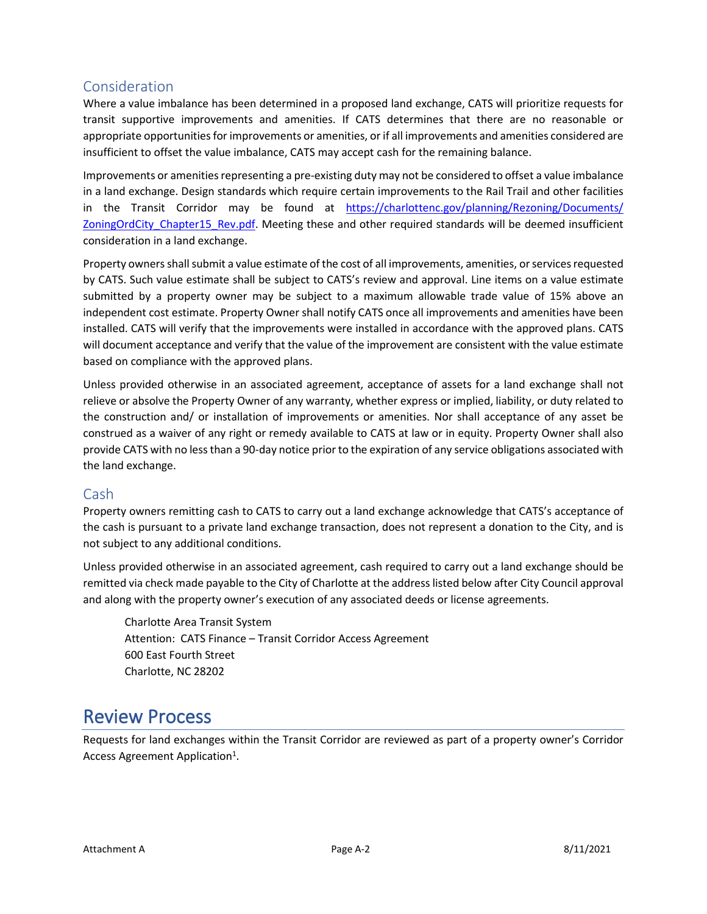## Consideration

Where a value imbalance has been determined in a proposed land exchange, CATS will prioritize requests for transit supportive improvements and amenities. If CATS determines that there are no reasonable or appropriate opportunities for improvements or amenities, or if all improvements and amenities considered are insufficient to offset the value imbalance, CATS may accept cash for the remaining balance.

Improvements or amenities representing a pre-existing duty may not be considered to offset a value imbalance in a land exchange. Design standards which require certain improvements to the Rail Trail and other facilities in the Transit Corridor may be found at https://charlottenc.gov/planning/Rezoning/Documents/ZoningOrdCity_Chapter15_Rev.pdf. Meeting these and other required standards will be deemed insufficient consideration in a land exchange.

Property owners shall submit a value estimate of the cost of all improvements, amenities, or services requested by CATS. Such value estimate shall be subject to CATS's review and approval. Line items on a value estimate submitted by a property owner may be subject to a maximum allowable trade value of 15% above an independent cost estimate. Property Owner shall notify CATS once all improvements and amenities have been installed. CATS will verify that the improvements were installed in accordance with the approved plans. CATS will document acceptance and verify that the value of the improvement are consistent with the value estimate based on compliance with the approved plans.

Unless provided otherwise in an associated agreement, acceptance of assets for a land exchange shall not relieve or absolve the Property Owner of any warranty, whether express or implied, liability, or duty related to the construction and/ or installation of improvements or amenities. Nor shall acceptance of any asset be construed as a waiver of any right or remedy available to CATS at law or in equity. Property Owner shall also provide CATS with no less than a 90-day notice prior to the expiration of any service obligations associated with the land exchange.

## Cash

Property owners remitting cash to CATS to carry out a land exchange acknowledge that CATS's acceptance of the cash is pursuant to a private land exchange transaction, does not represent a donation to the City, and is not subject to any additional conditions.

Unless provided otherwise in an associated agreement, cash required to carry out a land exchange should be remitted via check made payable to the City of Charlotte at the address listed below after City Council approval and along with the property owner's execution of any associated deeds or license agreements.

Charlotte Area Transit System
Attention: CATS Finance – Transit Corridor Access Agreement
600 East Fourth Street
Charlotte, NC 28202

# Review Process

Requests for land exchanges within the Transit Corridor are reviewed as part of a property owner's Corridor Access Agreement Application[1].